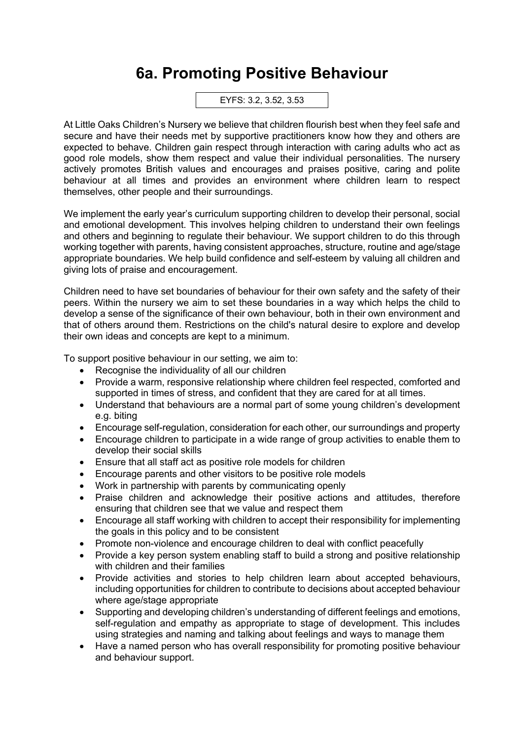# 6a. Promoting Positive Behaviour

EYFS: 3.2, 3.52, 3.53

At Little Oaks Children's Nursery we believe that children flourish best when they feel safe and secure and have their needs met by supportive practitioners know how they and others are expected to behave. Children gain respect through interaction with caring adults who act as good role models, show them respect and value their individual personalities. The nursery actively promotes British values and encourages and praises positive, caring and polite behaviour at all times and provides an environment where children learn to respect themselves, other people and their surroundings.

We implement the early year's curriculum supporting children to develop their personal, social and emotional development. This involves helping children to understand their own feelings and others and beginning to regulate their behaviour. We support children to do this through working together with parents, having consistent approaches, structure, routine and age/stage appropriate boundaries. We help build confidence and self-esteem by valuing all children and giving lots of praise and encouragement.

Children need to have set boundaries of behaviour for their own safety and the safety of their peers. Within the nursery we aim to set these boundaries in a way which helps the child to develop a sense of the significance of their own behaviour, both in their own environment and that of others around them. Restrictions on the child's natural desire to explore and develop their own ideas and concepts are kept to a minimum.

To support positive behaviour in our setting, we aim to:

- Recognise the individuality of all our children
- Provide a warm, responsive relationship where children feel respected, comforted and supported in times of stress, and confident that they are cared for at all times.
- Understand that behaviours are a normal part of some young children's development e.g. biting
- Encourage self-regulation, consideration for each other, our surroundings and property
- Encourage children to participate in a wide range of group activities to enable them to develop their social skills
- Ensure that all staff act as positive role models for children
- Encourage parents and other visitors to be positive role models
- Work in partnership with parents by communicating openly
- Praise children and acknowledge their positive actions and attitudes, therefore ensuring that children see that we value and respect them
- Encourage all staff working with children to accept their responsibility for implementing the goals in this policy and to be consistent
- Promote non-violence and encourage children to deal with conflict peacefully
- Provide a key person system enabling staff to build a strong and positive relationship with children and their families
- Provide activities and stories to help children learn about accepted behaviours, including opportunities for children to contribute to decisions about accepted behaviour where age/stage appropriate
- Supporting and developing children's understanding of different feelings and emotions, self-regulation and empathy as appropriate to stage of development. This includes using strategies and naming and talking about feelings and ways to manage them
- Have a named person who has overall responsibility for promoting positive behaviour and behaviour support.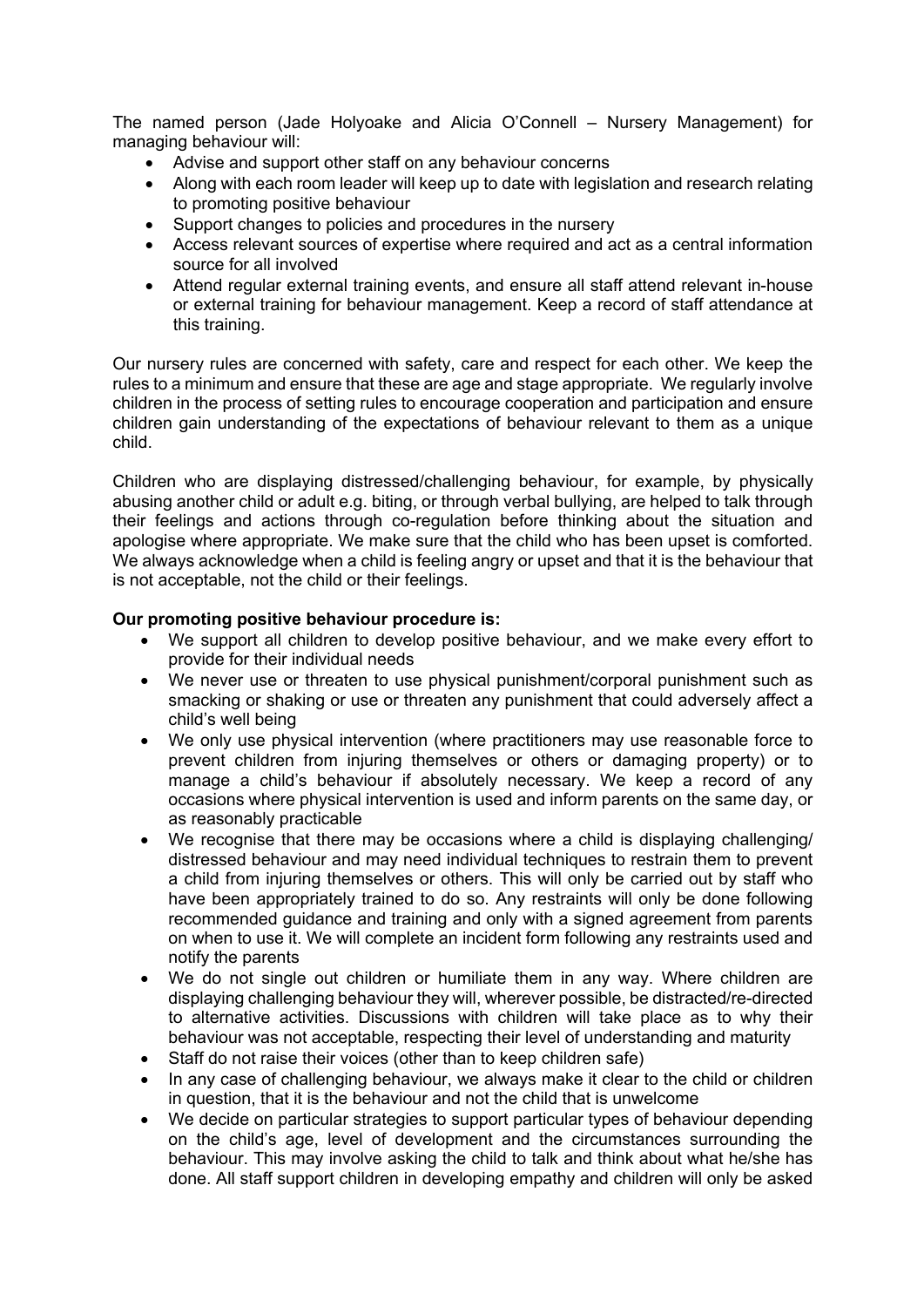The named person (Jade Holyoake and Alicia O'Connell – Nursery Management) for managing behaviour will:

- Advise and support other staff on any behaviour concerns
- Along with each room leader will keep up to date with legislation and research relating to promoting positive behaviour
- Support changes to policies and procedures in the nursery
- Access relevant sources of expertise where required and act as a central information source for all involved
- Attend regular external training events, and ensure all staff attend relevant in-house or external training for behaviour management. Keep a record of staff attendance at this training.

Our nursery rules are concerned with safety, care and respect for each other. We keep the rules to a minimum and ensure that these are age and stage appropriate. We regularly involve children in the process of setting rules to encourage cooperation and participation and ensure children gain understanding of the expectations of behaviour relevant to them as a unique child.

Children who are displaying distressed/challenging behaviour, for example, by physically abusing another child or adult e.g. biting, or through verbal bullying, are helped to talk through their feelings and actions through co-regulation before thinking about the situation and apologise where appropriate. We make sure that the child who has been upset is comforted. We always acknowledge when a child is feeling angry or upset and that it is the behaviour that is not acceptable, not the child or their feelings.

**Our promoting positive behaviour procedure is:**

- We support all children to develop positive behaviour, and we make every effort to provide for their individual needs
- We never use or threaten to use physical punishment/corporal punishment such as smacking or shaking or use or threaten any punishment that could adversely affect a child's well being
- We only use physical intervention (where practitioners may use reasonable force to prevent children from injuring themselves or others or damaging property) or to manage a child's behaviour if absolutely necessary. We keep a record of any occasions where physical intervention is used and inform parents on the same day, or as reasonably practicable
- We recognise that there may be occasions where a child is displaying challenging/ distressed behaviour and may need individual techniques to restrain them to prevent a child from injuring themselves or others. This will only be carried out by staff who have been appropriately trained to do so. Any restraints will only be done following recommended guidance and training and only with a signed agreement from parents on when to use it. We will complete an incident form following any restraints used and notify the parents
- We do not single out children or humiliate them in any way. Where children are displaying challenging behaviour they will, wherever possible, be distracted/re-directed to alternative activities. Discussions with children will take place as to why their behaviour was not acceptable, respecting their level of understanding and maturity
- Staff do not raise their voices (other than to keep children safe)
- In any case of challenging behaviour, we always make it clear to the child or children in question, that it is the behaviour and not the child that is unwelcome
- We decide on particular strategies to support particular types of behaviour depending on the child's age, level of development and the circumstances surrounding the behaviour. This may involve asking the child to talk and think about what he/she has done. All staff support children in developing empathy and children will only be asked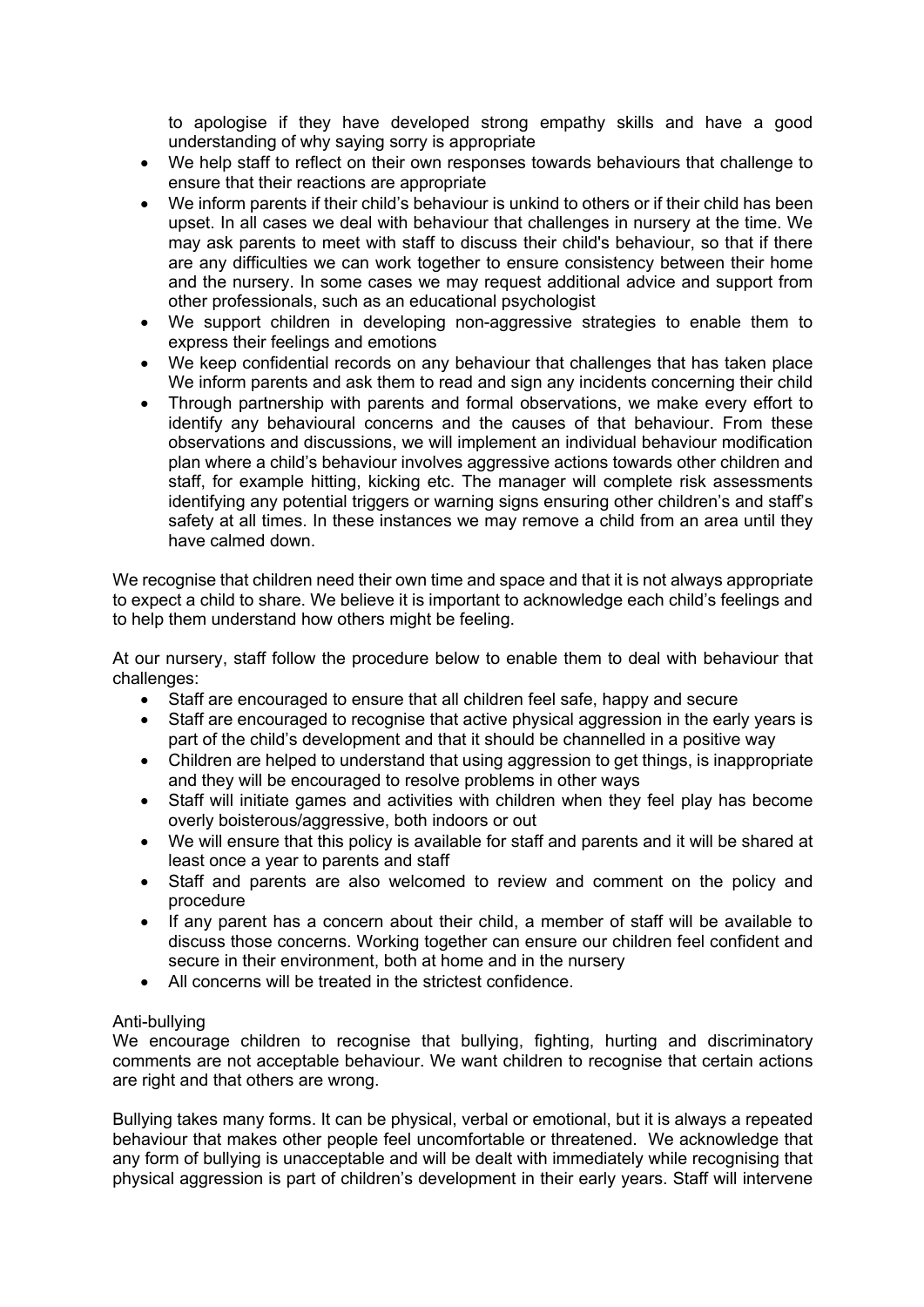to apologise if they have developed strong empathy skills and have a good understanding of why saying sorry is appropriate

- We help staff to reflect on their own responses towards behaviours that challenge to ensure that their reactions are appropriate
- We inform parents if their child's behaviour is unkind to others or if their child has been upset. In all cases we deal with behaviour that challenges in nursery at the time. We may ask parents to meet with staff to discuss their child's behaviour, so that if there are any difficulties we can work together to ensure consistency between their home and the nursery. In some cases we may request additional advice and support from other professionals, such as an educational psychologist
- We support children in developing non-aggressive strategies to enable them to express their feelings and emotions
- We keep confidential records on any behaviour that challenges that has taken place We inform parents and ask them to read and sign any incidents concerning their child
- Through partnership with parents and formal observations, we make every effort to identify any behavioural concerns and the causes of that behaviour. From these observations and discussions, we will implement an individual behaviour modification plan where a child's behaviour involves aggressive actions towards other children and staff, for example hitting, kicking etc. The manager will complete risk assessments identifying any potential triggers or warning signs ensuring other children's and staff's safety at all times. In these instances we may remove a child from an area until they have calmed down.

We recognise that children need their own time and space and that it is not always appropriate to expect a child to share. We believe it is important to acknowledge each child's feelings and to help them understand how others might be feeling.

At our nursery, staff follow the procedure below to enable them to deal with behaviour that challenges:

- Staff are encouraged to ensure that all children feel safe, happy and secure
- Staff are encouraged to recognise that active physical aggression in the early years is part of the child's development and that it should be channelled in a positive way
- Children are helped to understand that using aggression to get things, is inappropriate and they will be encouraged to resolve problems in other ways
- Staff will initiate games and activities with children when they feel play has become overly boisterous/aggressive, both indoors or out
- We will ensure that this policy is available for staff and parents and it will be shared at least once a year to parents and staff
- Staff and parents are also welcomed to review and comment on the policy and procedure
- If any parent has a concern about their child, a member of staff will be available to discuss those concerns. Working together can ensure our children feel confident and secure in their environment, both at home and in the nursery
- All concerns will be treated in the strictest confidence.

Anti-bullying

We encourage children to recognise that bullying, fighting, hurting and discriminatory comments are not acceptable behaviour. We want children to recognise that certain actions are right and that others are wrong.

Bullying takes many forms. It can be physical, verbal or emotional, but it is always a repeated behaviour that makes other people feel uncomfortable or threatened. We acknowledge that any form of bullying is unacceptable and will be dealt with immediately while recognising that physical aggression is part of children's development in their early years. Staff will intervene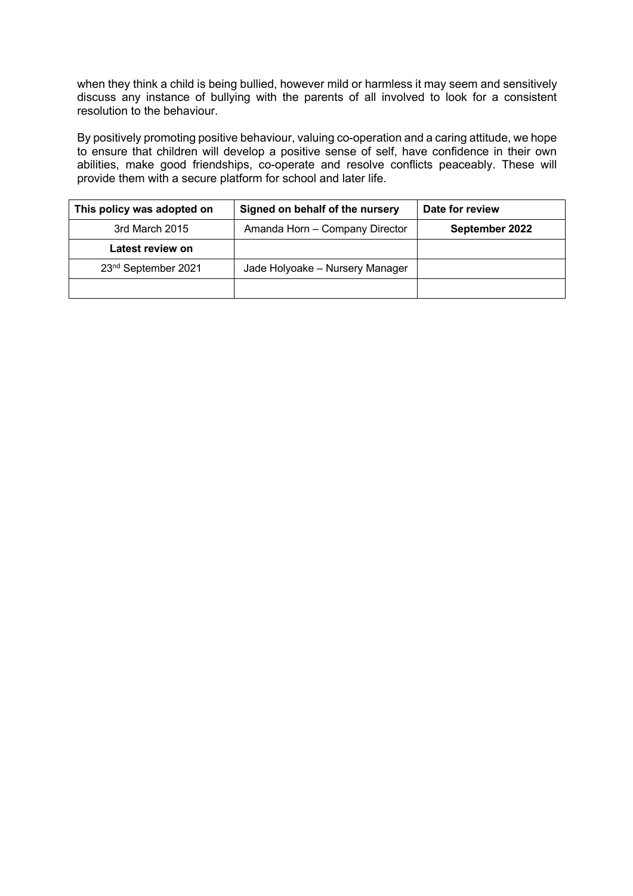when they think a child is being bullied, however mild or harmless it may seem and sensitively discuss any instance of bullying with the parents of all involved to look for a consistent resolution to the behaviour.

By positively promoting positive behaviour, valuing co-operation and a caring attitude, we hope to ensure that children will develop a positive sense of self, have confidence in their own abilities, make good friendships, co-operate and resolve conflicts peaceably. These will provide them with a secure platform for school and later life.

| **This policy was adopted on** | **Signed on behalf of the nursery** | **Date for review** |
|---|---|---|
| 3rd March 2015 | Amanda Horn – Company Director | **September 2022** |
| **Latest review on** | | |
| 23rd September 2021 | Jade Holyoake – Nursery Manager | |
| | | |